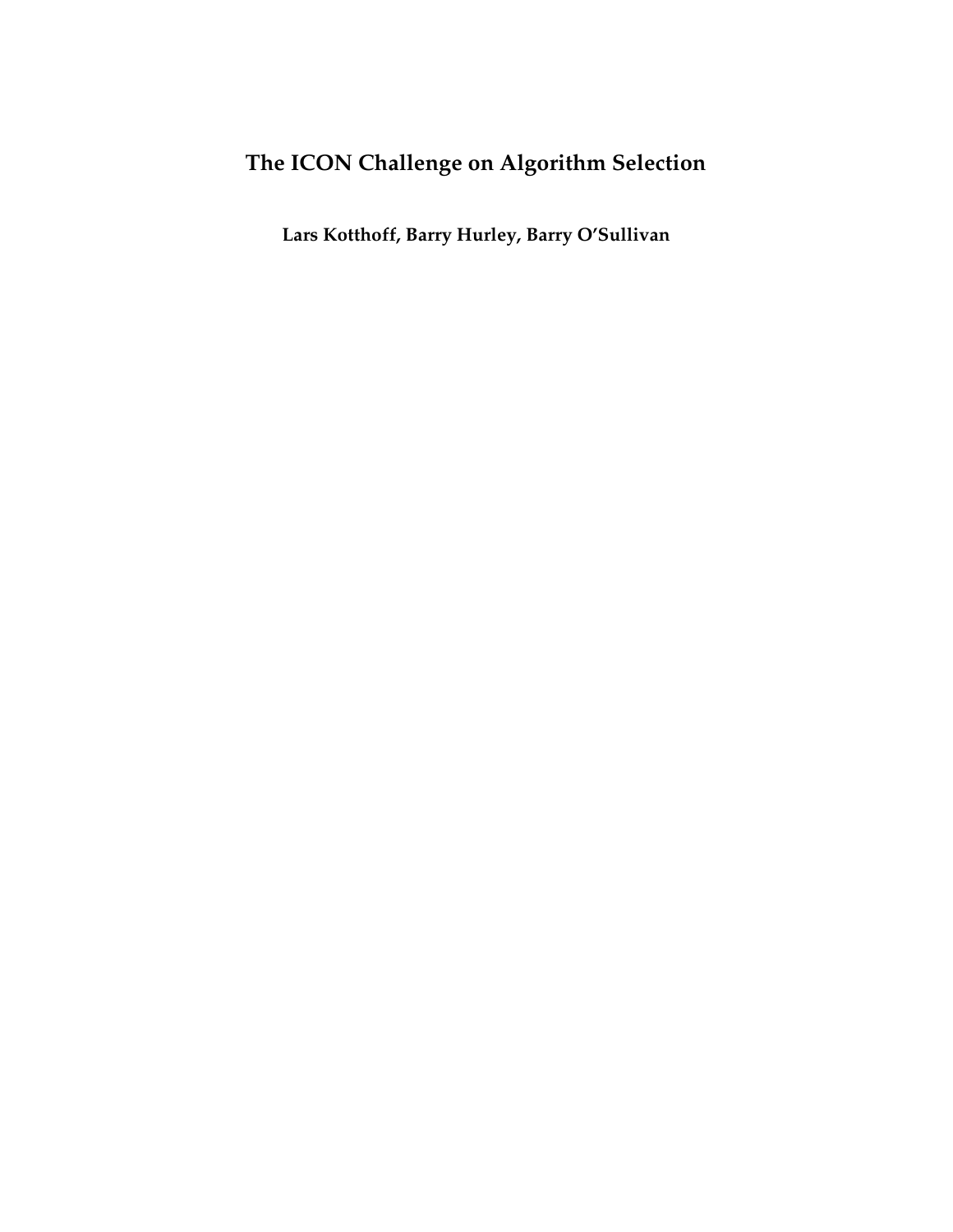# The ICON Challenge on Algorithm Selection

**Lars Kotthoff, Barry Hurley, Barry O'Sullivan**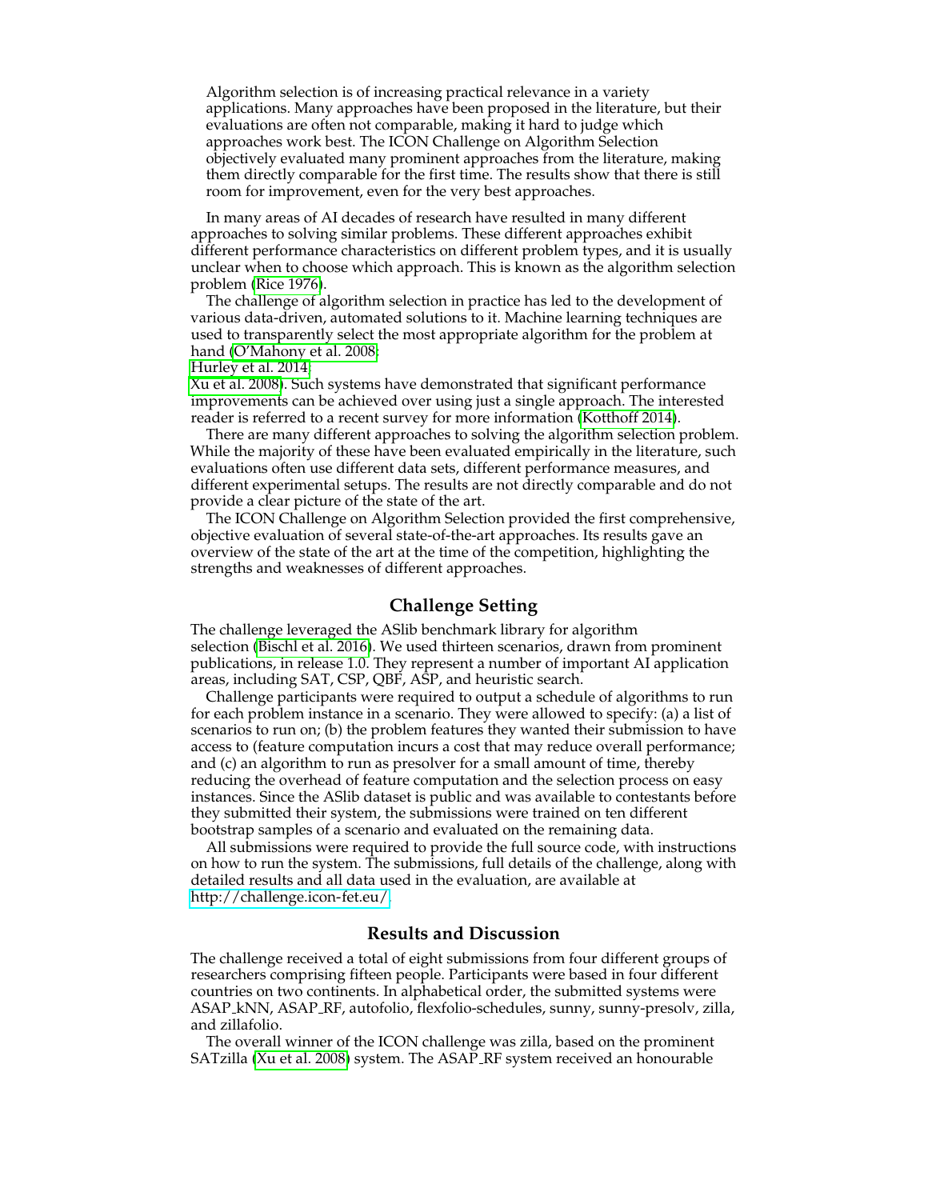Algorithm selection is of increasing practical relevance in a variety applications. Many approaches have been proposed in the literature, but their evaluations are often not comparable, making it hard to judge which approaches work best. The ICON Challenge on Algorithm Selection objectively evaluated many prominent approaches from the literature, making them directly comparable for the first time. The results show that there is still room for improvement, even for the very best approaches.

In many areas of AI decades of research have resulted in many different approaches to solving similar problems. These different approaches exhibit different performance characteristics on different problem types, and it is usually unclear when to choose which approach. This is known as the algorithm selection problem (Rice 1976).

The challenge of algorithm selection in practice has led to the development of various data-driven, automated solutions to it. Machine learning techniques are used to transparently select the most appropriate algorithm for the problem at hand (O'Mahony et al. 2008; Hurley et al. 2014; Xu et al. 2008). Such systems have demonstrated that significant performance improvements can be achieved over using just a single approach. The interested reader is referred to a recent survey for more information (Kotthoff 2014).

There are many different approaches to solving the algorithm selection problem. While the majority of these have been evaluated empirically in the literature, such evaluations often use different data sets, different performance measures, and different experimental setups. The results are not directly comparable and do not provide a clear picture of the state of the art.

The ICON Challenge on Algorithm Selection provided the first comprehensive, objective evaluation of several state-of-the-art approaches. Its results gave an overview of the state of the art at the time of the competition, highlighting the strengths and weaknesses of different approaches.

## Challenge Setting

The challenge leveraged the ASlib benchmark library for algorithm selection (Bischl et al. 2016). We used thirteen scenarios, drawn from prominent publications, in release 1.0. They represent a number of important AI application areas, including SAT, CSP, QBF, ASP, and heuristic search.

Challenge participants were required to output a schedule of algorithms to run for each problem instance in a scenario. They were allowed to specify: (a) a list of scenarios to run on; (b) the problem features they wanted their submission to have access to (feature computation incurs a cost that may reduce overall performance; and (c) an algorithm to run as presolver for a small amount of time, thereby reducing the overhead of feature computation and the selection process on easy instances. Since the ASlib dataset is public and was available to contestants before they submitted their system, the submissions were trained on ten different bootstrap samples of a scenario and evaluated on the remaining data.

All submissions were required to provide the full source code, with instructions on how to run the system. The submissions, full details of the challenge, along with detailed results and all data used in the evaluation, are available at http://challenge.icon-fet.eu/.

## Results and Discussion

The challenge received a total of eight submissions from four different groups of researchers comprising fifteen people. Participants were based in four different countries on two continents. In alphabetical order, the submitted systems were ASAP_kNN, ASAP_RF, autofolio, flexfolio-schedules, sunny, sunny-presolv, zilla, and zillafolio.

The overall winner of the ICON challenge was zilla, based on the prominent SATzilla (Xu et al. 2008) system. The ASAP_RF system received an honourable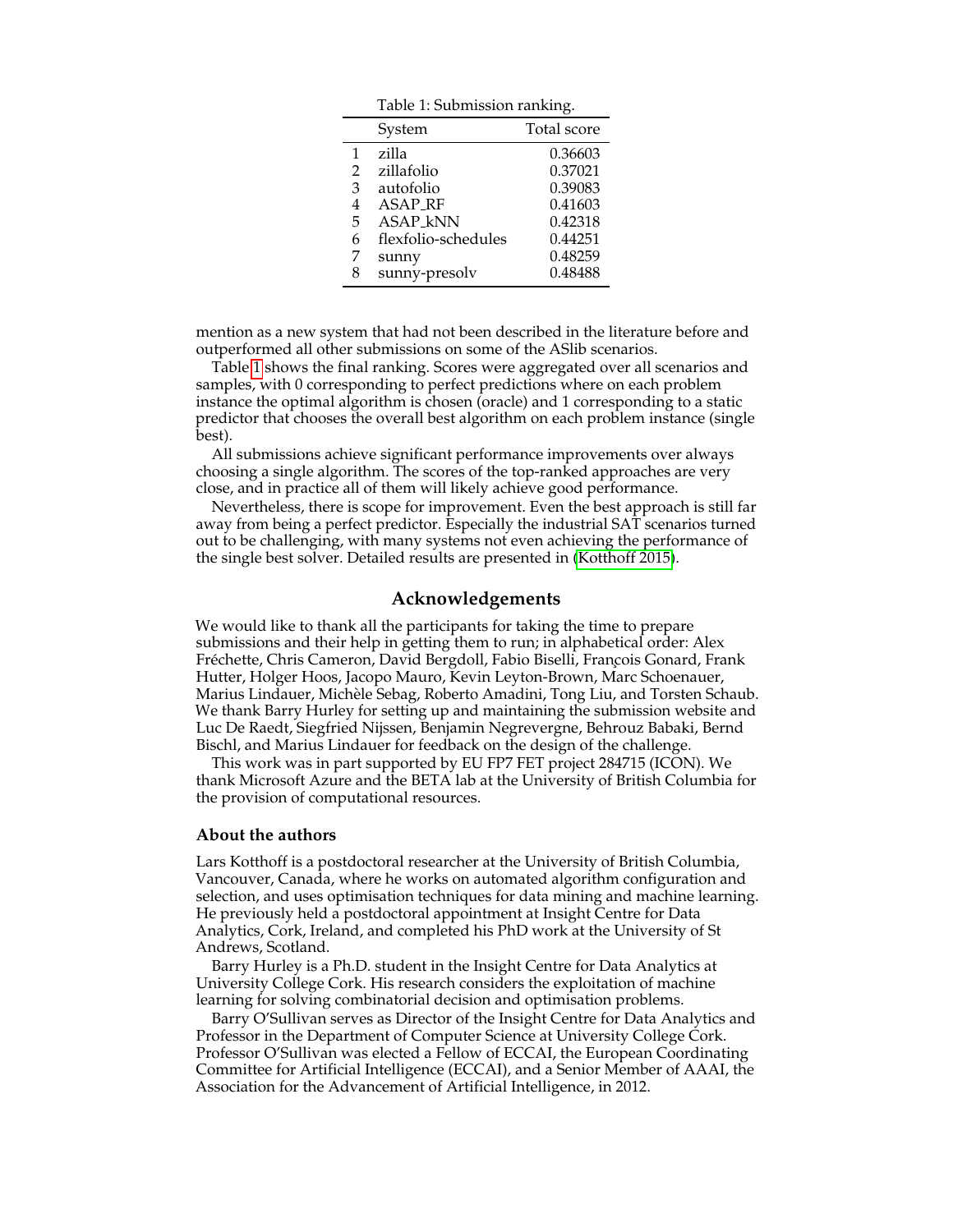Table 1: Submission ranking.

| | System | Total score |
|---|---|---|
| 1 | zilla | 0.36603 |
| 2 | zillafolio | 0.37021 |
| 3 | autofolio | 0.39083 |
| 4 | ASAP_RF | 0.41603 |
| 5 | ASAP_kNN | 0.42318 |
| 6 | flexfolio-schedules | 0.44251 |
| 7 | sunny | 0.48259 |
| 8 | sunny-presolv | 0.48488 |

mention as a new system that had not been described in the literature before and outperformed all other submissions on some of the ASlib scenarios.

Table 1 shows the final ranking. Scores were aggregated over all scenarios and samples, with 0 corresponding to perfect predictions where on each problem instance the optimal algorithm is chosen (oracle) and 1 corresponding to a static predictor that chooses the overall best algorithm on each problem instance (single best).

All submissions achieve significant performance improvements over always choosing a single algorithm. The scores of the top-ranked approaches are very close, and in practice all of them will likely achieve good performance.

Nevertheless, there is scope for improvement. Even the best approach is still far away from being a perfect predictor. Especially the industrial SAT scenarios turned out to be challenging, with many systems not even achieving the performance of the single best solver. Detailed results are presented in (Kotthoff 2015).

## Acknowledgements

We would like to thank all the participants for taking the time to prepare submissions and their help in getting them to run; in alphabetical order: Alex Fréchette, Chris Cameron, David Bergdoll, Fabio Biselli, François Gonard, Frank Hutter, Holger Hoos, Jacopo Mauro, Kevin Leyton-Brown, Marc Schoenauer, Marius Lindauer, Michèle Sebag, Roberto Amadini, Tong Liu, and Torsten Schaub. We thank Barry Hurley for setting up and maintaining the submission website and Luc De Raedt, Siegfried Nijssen, Benjamin Negrevergne, Behrouz Babaki, Bernd Bischl, and Marius Lindauer for feedback on the design of the challenge.

This work was in part supported by EU FP7 FET project 284715 (ICON). We thank Microsoft Azure and the BETA lab at the University of British Columbia for the provision of computational resources.

### About the authors

Lars Kotthoff is a postdoctoral researcher at the University of British Columbia, Vancouver, Canada, where he works on automated algorithm configuration and selection, and uses optimisation techniques for data mining and machine learning. He previously held a postdoctoral appointment at Insight Centre for Data Analytics, Cork, Ireland, and completed his PhD work at the University of St Andrews, Scotland.

Barry Hurley is a Ph.D. student in the Insight Centre for Data Analytics at University College Cork. His research considers the exploitation of machine learning for solving combinatorial decision and optimisation problems.

Barry O'Sullivan serves as Director of the Insight Centre for Data Analytics and Professor in the Department of Computer Science at University College Cork. Professor O'Sullivan was elected a Fellow of ECCAI, the European Coordinating Committee for Artificial Intelligence (ECCAI), and a Senior Member of AAAI, the Association for the Advancement of Artificial Intelligence, in 2012.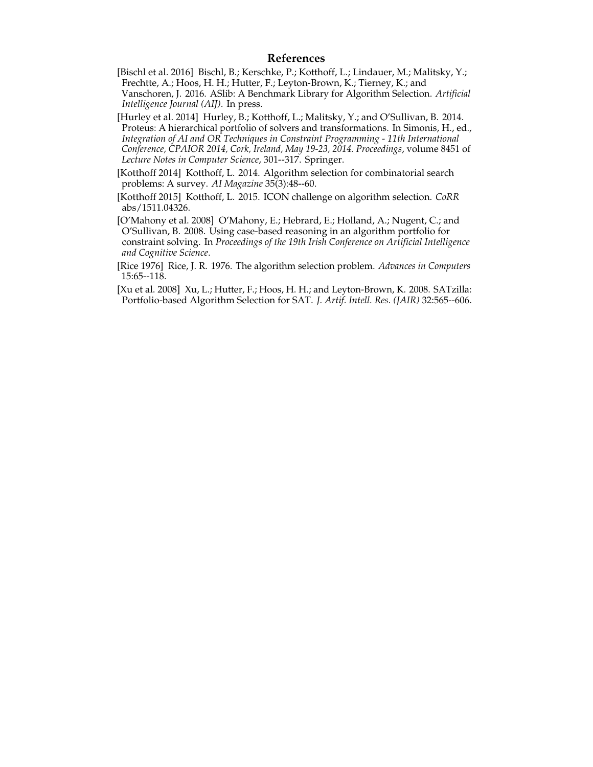## References

[Bischl et al. 2016] Bischl, B.; Kerschke, P.; Kotthoff, L.; Lindauer, M.; Malitsky, Y.; Frechtte, A.; Hoos, H. H.; Hutter, F.; Leyton-Brown, K.; Tierney, K.; and Vanschoren, J. 2016. ASlib: A Benchmark Library for Algorithm Selection. *Artificial Intelligence Journal (AIJ)*. In press.

[Hurley et al. 2014] Hurley, B.; Kotthoff, L.; Malitsky, Y.; and O'Sullivan, B. 2014. Proteus: A hierarchical portfolio of solvers and transformations. In Simonis, H., ed., *Integration of AI and OR Techniques in Constraint Programming - 11th International Conference, CPAIOR 2014, Cork, Ireland, May 19-23, 2014. Proceedings*, volume 8451 of *Lecture Notes in Computer Science*, 301--317. Springer.

[Kotthoff 2014] Kotthoff, L. 2014. Algorithm selection for combinatorial search problems: A survey. *AI Magazine* 35(3):48--60.

[Kotthoff 2015] Kotthoff, L. 2015. ICON challenge on algorithm selection. *CoRR* abs/1511.04326.

[O'Mahony et al. 2008] O'Mahony, E.; Hebrard, E.; Holland, A.; Nugent, C.; and O'Sullivan, B. 2008. Using case-based reasoning in an algorithm portfolio for constraint solving. In *Proceedings of the 19th Irish Conference on Artificial Intelligence and Cognitive Science*.

[Rice 1976] Rice, J. R. 1976. The algorithm selection problem. *Advances in Computers* 15:65--118.

[Xu et al. 2008] Xu, L.; Hutter, F.; Hoos, H. H.; and Leyton-Brown, K. 2008. SATzilla: Portfolio-based Algorithm Selection for SAT. *J. Artif. Intell. Res. (JAIR)* 32:565--606.